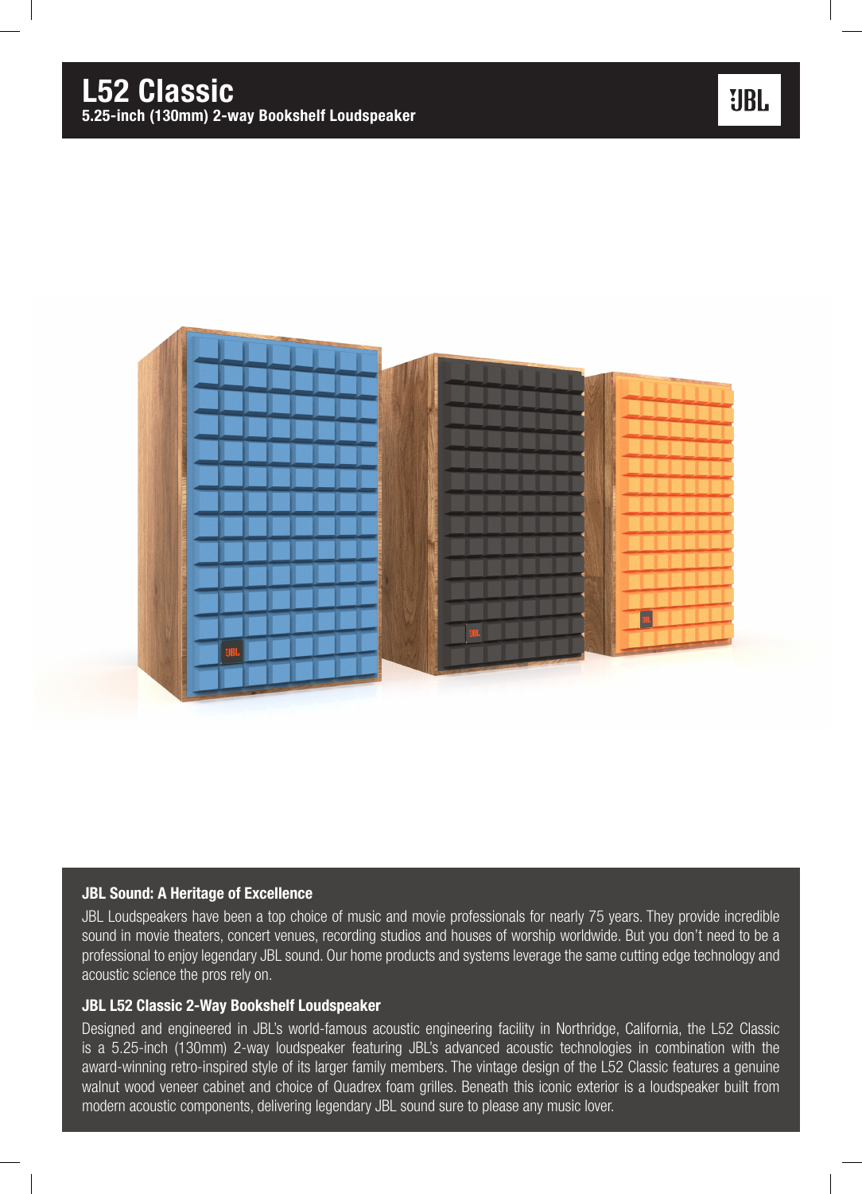# L52 Classic

**5.25-inch (130mm) 2-way Bookshelf Loudspeaker**

### JBL Sound: A Heritage of Excellence

JBL Loudspeakers have been a top choice of music and movie professionals for nearly 75 years. They provide incredible sound in movie theaters, concert venues, recording studios and houses of worship worldwide. But you don't need to be a professional to enjoy legendary JBL sound. Our home products and systems leverage the same cutting edge technology and acoustic science the pros rely on.

### JBL L52 Classic 2-Way Bookshelf Loudspeaker

Designed and engineered in JBL's world-famous acoustic engineering facility in Northridge, California, the L52 Classic is a 5.25-inch (130mm) 2-way loudspeaker featuring JBL's advanced acoustic technologies in combination with the award-winning retro-inspired style of its larger family members. The vintage design of the L52 Classic features a genuine walnut wood veneer cabinet and choice of Quadrex foam grilles. Beneath this iconic exterior is a loudspeaker built from modern acoustic components, delivering legendary JBL sound sure to please any music lover.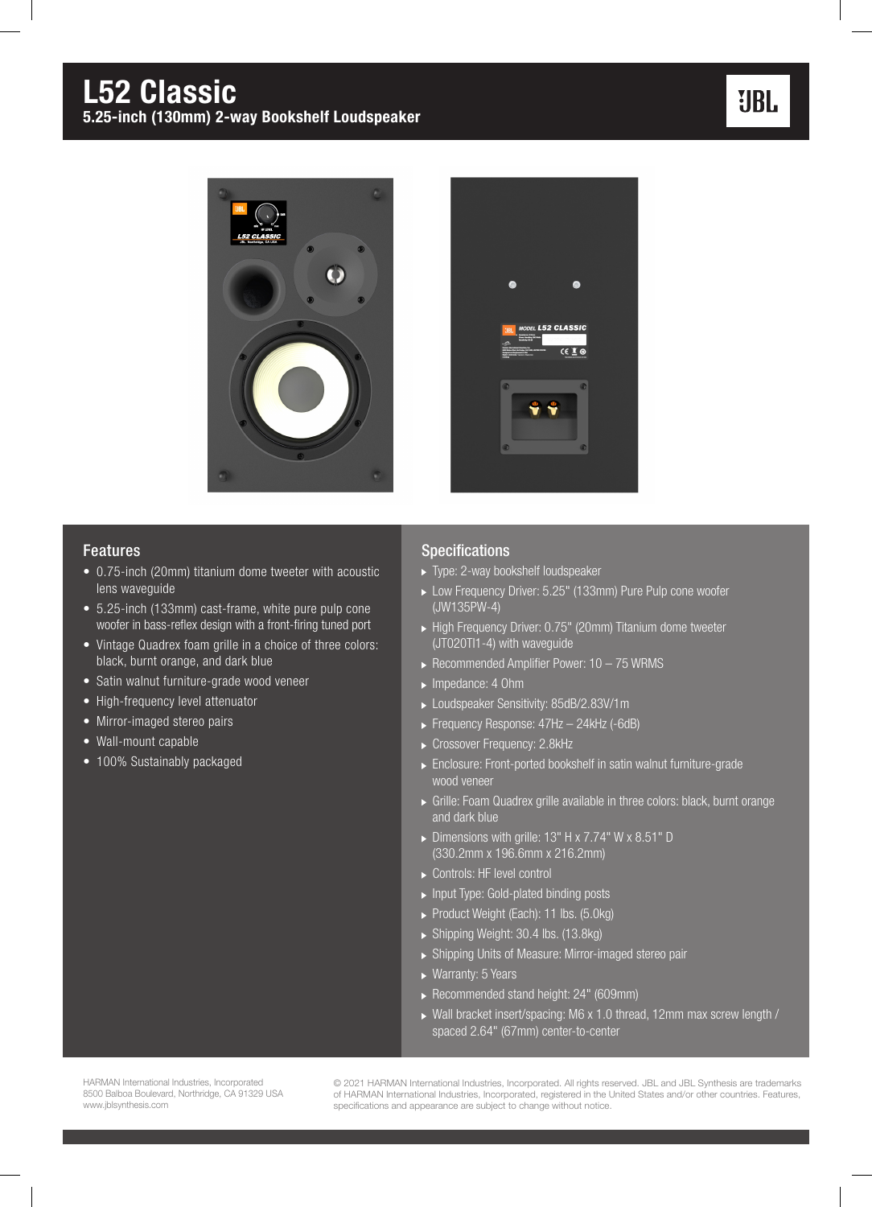# L52 Classic

## 5.25-inch (130mm) 2-way Bookshelf Loudspeaker

JBL

## Features

- 0.75-inch (20mm) titanium dome tweeter with acoustic lens waveguide
- 5.25-inch (133mm) cast-frame, white pure pulp cone woofer in bass-reflex design with a front-firing tuned port
- Vintage Quadrex foam grille in a choice of three colors: black, burnt orange, and dark blue
- Satin walnut furniture-grade wood veneer
- High-frequency level attenuator
- Mirror-imaged stereo pairs
- Wall-mount capable
- 100% Sustainably packaged

## Specifications

- Type: 2-way bookshelf loudspeaker
- Low Frequency Driver: 5.25" (133mm) Pure Pulp cone woofer (JW135PW-4)
- High Frequency Driver: 0.75" (20mm) Titanium dome tweeter (JT020TI1-4) with waveguide
- Recommended Amplifier Power: 10 – 75 WRMS
- Impedance: 4 Ohm
- Loudspeaker Sensitivity: 85dB/2.83V/1m
- Frequency Response: 47Hz – 24kHz (-6dB)
- Crossover Frequency: 2.8kHz
- Enclosure: Front-ported bookshelf in satin walnut furniture-grade wood veneer
- Grille: Foam Quadrex grille available in three colors: black, burnt orange and dark blue
- Dimensions with grille: 13" H x 7.74" W x 8.51" D (330.2mm x 196.6mm x 216.2mm)
- Controls: HF level control
- Input Type: Gold-plated binding posts
- Product Weight (Each): 11 lbs. (5.0kg)
- Shipping Weight: 30.4 lbs. (13.8kg)
- Shipping Units of Measure: Mirror-imaged stereo pair
- Warranty: 5 Years
- Recommended stand height: 24" (609mm)
- Wall bracket insert/spacing: M6 x 1.0 thread, 12mm max screw length / spaced 2.64" (67mm) center-to-center

HARMAN International Industries, Incorporated
8500 Balboa Boulevard, Northridge, CA 91329 USA
www.jblsynthesis.com

© 2021 HARMAN International Industries, Incorporated. All rights reserved. JBL and JBL Synthesis are trademarks of HARMAN International Industries, Incorporated, registered in the United States and/or other countries. Features, specifications and appearance are subject to change without notice.